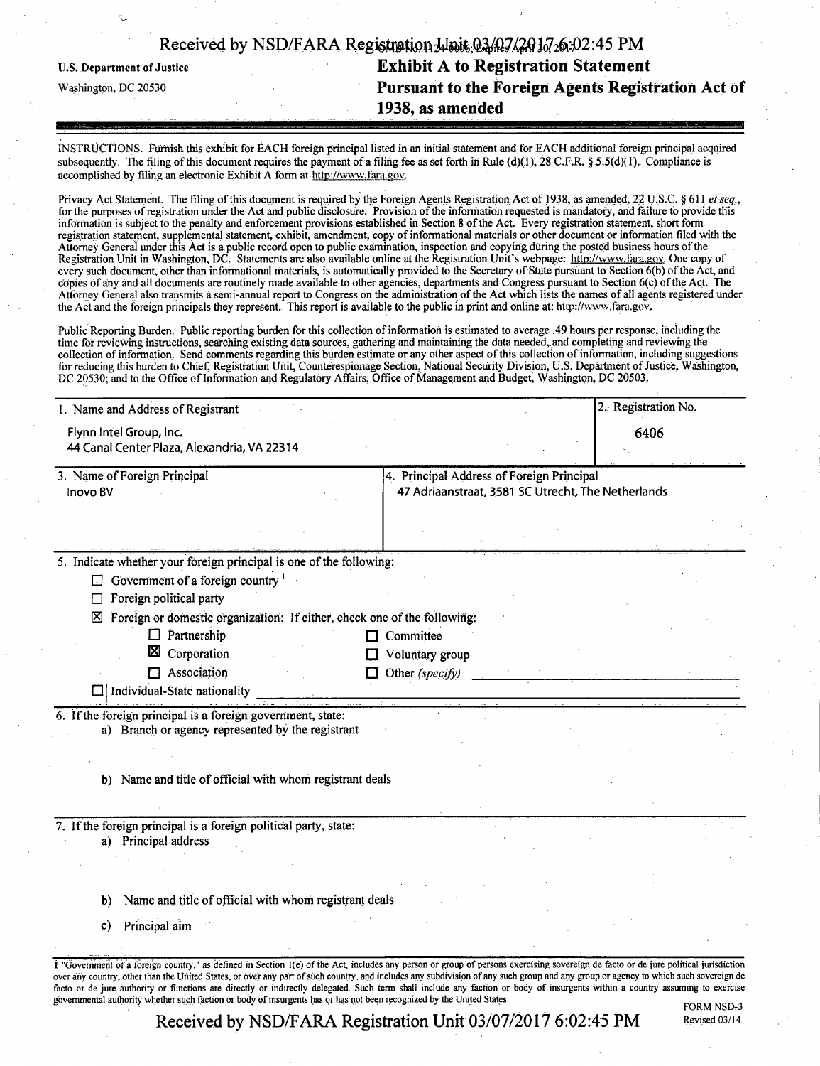U.S. Department of Justice

Washington, DC 20530

# Exhibit A to Registration Statement Pursuant to the Foreign Agents Registration Act of 1938, as amended

INSTRUCTIONS. Furnish this exhibit for EACH foreign principal listed in an initial statement and for EACH additional foreign principal acquired subsequently. The filing of this document requires the payment of a filing fee as set forth in Rule (d)(1), 28 C.F.R. § 5.5(d)(1). Compliance is accomplished by filing an electronic Exhibit A form at http://www.fara.gov.

Privacy Act Statement. The filing of this document is required by the Foreign Agents Registration Act of 1938, as amended, 22 U.S.C. § 611 *et seq.*, for the purposes of registration under the Act and public disclosure. Provision of the information requested is mandatory, and failure to provide this information is subject to the penalty and enforcement provisions established in Section 8 of the Act. Every registration statement, short form registration statement, supplemental statement, exhibit, amendment, copy of informational materials or other document or information filed with the Attorney General under this Act is a public record open to public examination, inspection and copying during the posted business hours of the Registration Unit in Washington, DC. Statements are also available online at the Registration Unit's webpage: http://www.fara.gov. One copy of every such document, other than informational materials, is automatically provided to the Secretary of State pursuant to Section 6(b) of the Act, and copies of any and all documents are routinely made available to other agencies, departments and Congress pursuant to Section 6(c) of the Act. The Attorney General also transmits a semi-annual report to Congress on the administration of the Act which lists the names of all agents registered under the Act and the foreign principals they represent. This report is available to the public in print and online at: http://www.fara.gov.

Public Reporting Burden. Public reporting burden for this collection of information is estimated to average .49 hours per response, including the time for reviewing instructions, searching existing data sources, gathering and maintaining the data needed, and completing and reviewing the collection of information. Send comments regarding this burden estimate or any other aspect of this collection of information, including suggestions for reducing this burden to Chief, Registration Unit, Counterespionage Section, National Security Division, U.S. Department of Justice, Washington, DC 20530; and to the Office of Information and Regulatory Affairs, Office of Management and Budget, Washington, DC 20503.

| 1. Name and Address of Registrant | 2. Registration No. |
|---|---|
| Flynn Intel Group, Inc.<br>44 Canal Center Plaza, Alexandria, VA 22314 | 6406 |

| 3. Name of Foreign Principal | 4. Principal Address of Foreign Principal |
|---|---|
| Inovo BV | 47 Adriaanstraat, 3581 SC Utrecht, The Netherlands |

5. Indicate whether your foreign principal is one of the following:

- ☐ Government of a foreign country [1]
- ☐ Foreign political party
- ☒ Foreign or domestic organization: If either, check one of the following:
  - ☐ Partnership
  - ☒ Corporation
  - ☐ Association
  - ☐ Committee
  - ☐ Voluntary group
  - ☐ Other *(specify)* ______
- ☐ Individual-State nationality ______

6. If the foreign principal is a foreign government, state:

a) Branch or agency represented by the registrant

b) Name and title of official with whom registrant deals

7. If the foreign principal is a foreign political party, state:

a) Principal address

b) Name and title of official with whom registrant deals

c) Principal aim

---

1 "Government of a foreign country," as defined in Section 1(e) of the Act, includes any person or group of persons exercising sovereign de facto or de jure political jurisdiction over any country, other than the United States, or over any part of such country, and includes any subdivision of any such group and any group or agency to which such sovereign de facto or de jure authority or functions are directly or indirectly delegated. Such term shall include any faction or body of insurgents within a country assuming to exercise governmental authority whether such faction or body of insurgents has or has not been recognized by the United States.

FORM NSD-3
Revised 03/14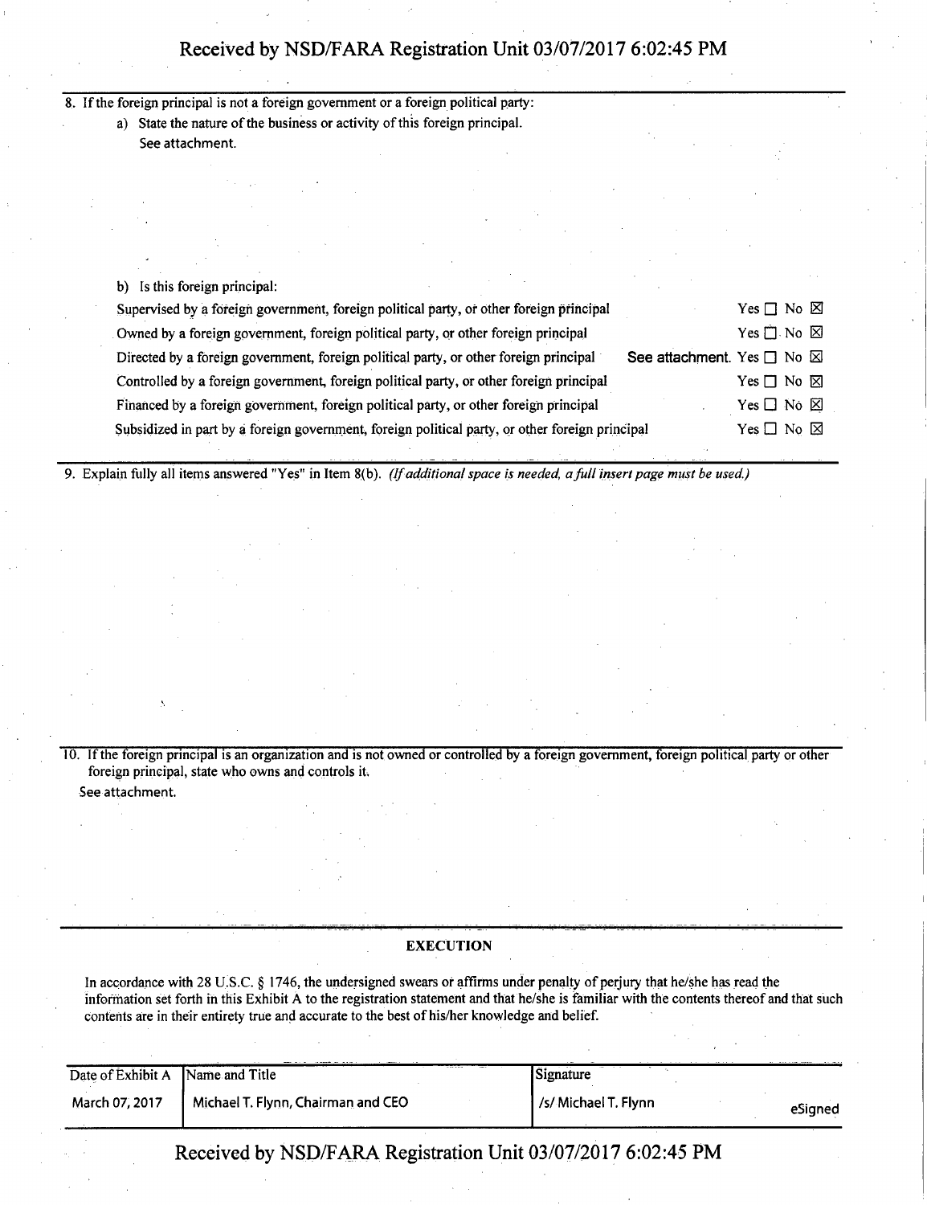8. If the foreign principal is not a foreign government or a foreign political party:

   a) State the nature of the business or activity of this foreign principal.

   See attachment.

   b) Is this foreign principal:

   | | |
   |---|---|
   | Supervised by a foreign government, foreign political party, or other foreign principal | Yes ☐ No ☒ |
   | Owned by a foreign government, foreign political party, or other foreign principal | Yes ☐ No ☒ |
   | Directed by a foreign government, foreign political party, or other foreign principal See attachment. | Yes ☐ No ☒ |
   | Controlled by a foreign government, foreign political party, or other foreign principal | Yes ☐ No ☒ |
   | Financed by a foreign government, foreign political party, or other foreign principal | Yes ☐ No ☒ |
   | Subsidized in part by a foreign government, foreign political party, or other foreign principal | Yes ☐ No ☒ |

9. Explain fully all items answered "Yes" in Item 8(b). *(If additional space is needed, a full insert page must be used.)*

10. If the foreign principal is an organization and is not owned or controlled by a foreign government, foreign political party or other foreign principal, state who owns and controls it.

    See attachment.

### EXECUTION

In accordance with 28 U.S.C. § 1746, the undersigned swears or affirms under penalty of perjury that he/she has read the information set forth in this Exhibit A to the registration statement and that he/she is familiar with the contents thereof and that such contents are in their entirety true and accurate to the best of his/her knowledge and belief.

| Date of Exhibit A | Name and Title | Signature |
|---|---|---|
| March 07, 2017 | Michael T. Flynn, Chairman and CEO | /s/ Michael T. Flynn eSigned |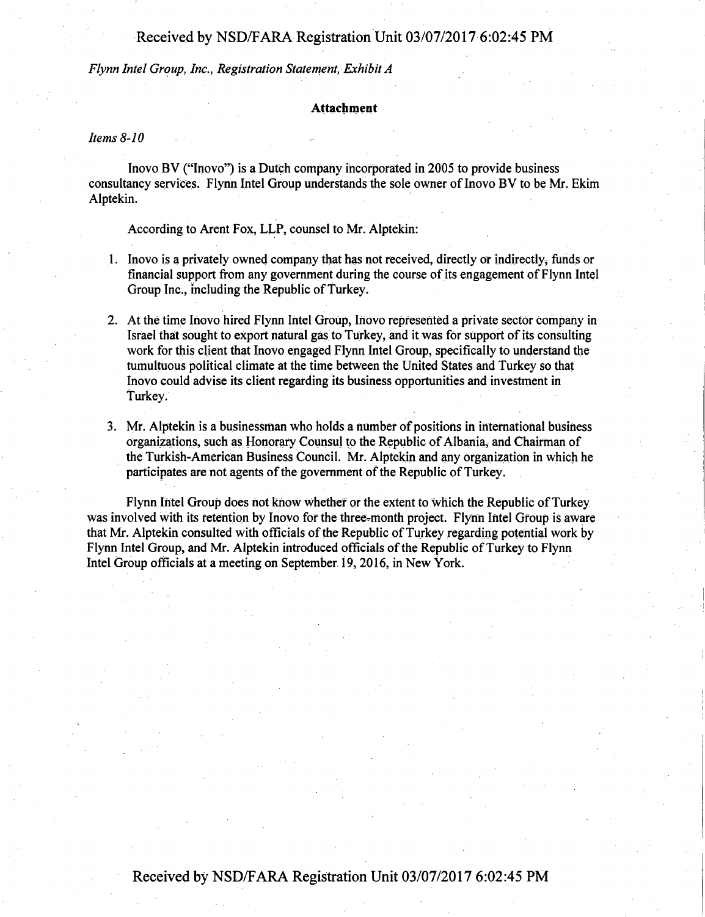*Flynn Intel Group, Inc., Registration Statement, Exhibit A*

**Attachment**

*Items 8-10*

Inovo BV ("Inovo") is a Dutch company incorporated in 2005 to provide business consultancy services. Flynn Intel Group understands the sole owner of Inovo BV to be Mr. Ekim Alptekin.

According to Arent Fox, LLP, counsel to Mr. Alptekin:

1. Inovo is a privately owned company that has not received, directly or indirectly, funds or financial support from any government during the course of its engagement of Flynn Intel Group Inc., including the Republic of Turkey.

2. At the time Inovo hired Flynn Intel Group, Inovo represented a private sector company in Israel that sought to export natural gas to Turkey, and it was for support of its consulting work for this client that Inovo engaged Flynn Intel Group, specifically to understand the tumultuous political climate at the time between the United States and Turkey so that Inovo could advise its client regarding its business opportunities and investment in Turkey.

3. Mr. Alptekin is a businessman who holds a number of positions in international business organizations, such as Honorary Counsul to the Republic of Albania, and Chairman of the Turkish-American Business Council. Mr. Alptekin and any organization in which he participates are not agents of the government of the Republic of Turkey.

Flynn Intel Group does not know whether or the extent to which the Republic of Turkey was involved with its retention by Inovo for the three-month project. Flynn Intel Group is aware that Mr. Alptekin consulted with officials of the Republic of Turkey regarding potential work by Flynn Intel Group, and Mr. Alptekin introduced officials of the Republic of Turkey to Flynn Intel Group officials at a meeting on September 19, 2016, in New York.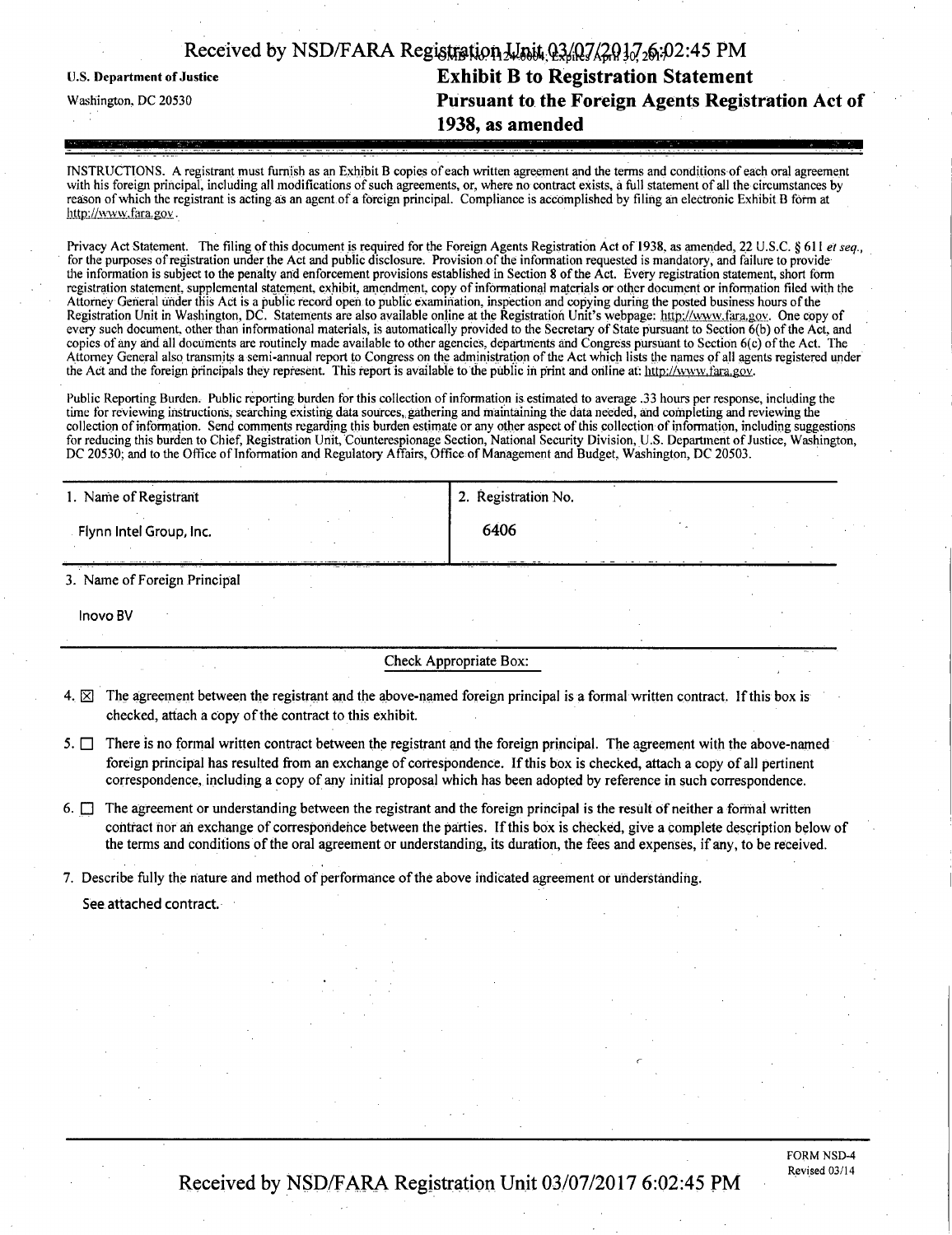U.S. Department of Justice

Washington, DC 20530

# Exhibit B to Registration Statement
# Pursuant to the Foreign Agents Registration Act of 1938, as amended

INSTRUCTIONS. A registrant must furnish as an Exhibit B copies of each written agreement and the terms and conditions of each oral agreement with his foreign principal, including all modifications of such agreements, or, where no contract exists, a full statement of all the circumstances by reason of which the registrant is acting as an agent of a foreign principal. Compliance is accomplished by filing an electronic Exhibit B form at http://www.fara.gov.

Privacy Act Statement. The filing of this document is required for the Foreign Agents Registration Act of 1938, as amended, 22 U.S.C. § 611 *et seq.*, for the purposes of registration under the Act and public disclosure. Provision of the information requested is mandatory, and failure to provide the information is subject to the penalty and enforcement provisions established in Section 8 of the Act. Every registration statement, short form registration statement, supplemental statement, exhibit, amendment, copy of informational materials or other document or information filed with the Attorney General under this Act is a public record open to public examination, inspection and copying during the posted business hours of the Registration Unit in Washington, DC. Statements are also available online at the Registration Unit's webpage: http://www.fara.gov. One copy of every such document, other than informational materials, is automatically provided to the Secretary of State pursuant to Section 6(b) of the Act, and copies of any and all documents are routinely made available to other agencies, departments and Congress pursuant to Section 6(c) of the Act. The Attorney General also transmits a semi-annual report to Congress on the administration of the Act which lists the names of all agents registered under the Act and the foreign principals they represent. This report is available to the public in print and online at: http://www.fara.gov.

Public Reporting Burden. Public reporting burden for this collection of information is estimated to average .33 hours per response, including the time for reviewing instructions, searching existing data sources, gathering and maintaining the data needed, and completing and reviewing the collection of information. Send comments regarding this burden estimate or any other aspect of this collection of information, including suggestions for reducing this burden to Chief, Registration Unit, Counterespionage Section, National Security Division, U.S. Department of Justice, Washington, DC 20530; and to the Office of Information and Regulatory Affairs, Office of Management and Budget, Washington, DC 20503.

| 1. Name of Registrant | 2. Registration No. |
|---|---|
| Flynn Intel Group, Inc. | 6406 |

3. Name of Foreign Principal

Inovo BV

Check Appropriate Box:

4. ☒ The agreement between the registrant and the above-named foreign principal is a formal written contract. If this box is checked, attach a copy of the contract to this exhibit.

5. ☐ There is no formal written contract between the registrant and the foreign principal. The agreement with the above-named foreign principal has resulted from an exchange of correspondence. If this box is checked, attach a copy of all pertinent correspondence, including a copy of any initial proposal which has been adopted by reference in such correspondence.

6. ☐ The agreement or understanding between the registrant and the foreign principal is the result of neither a formal written contract nor an exchange of correspondence between the parties. If this box is checked, give a complete description below of the terms and conditions of the oral agreement or understanding, its duration, the fees and expenses, if any, to be received.

7. Describe fully the nature and method of performance of the above indicated agreement or understanding.

See attached contract.

FORM NSD-4
Revised 03/14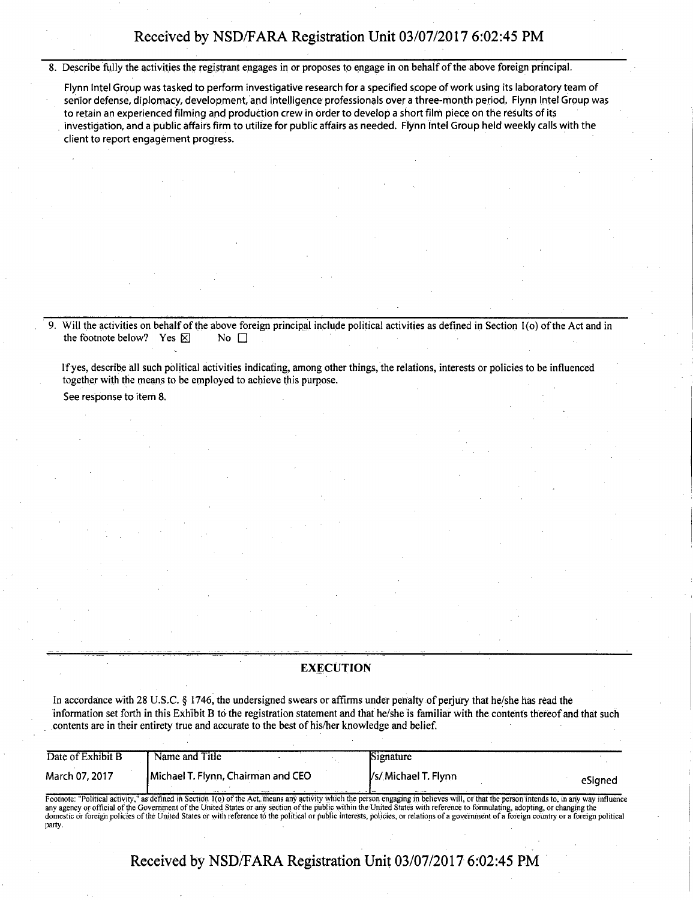8. Describe fully the activities the registrant engages in or proposes to engage in on behalf of the above foreign principal.

Flynn Intel Group was tasked to perform investigative research for a specified scope of work using its laboratory team of senior defense, diplomacy, development, and intelligence professionals over a three-month period. Flynn Intel Group was to retain an experienced filming and production crew in order to develop a short film piece on the results of its investigation, and a public affairs firm to utilize for public affairs as needed. Flynn Intel Group held weekly calls with the client to report engagement progress.

9. Will the activities on behalf of the above foreign principal include political activities as defined in Section 1(o) of the Act and in the footnote below? Yes ☒ No ☐

If yes, describe all such political activities indicating, among other things, the relations, interests or policies to be influenced together with the means to be employed to achieve this purpose.

See response to item 8.

## EXECUTION

In accordance with 28 U.S.C. § 1746, the undersigned swears or affirms under penalty of perjury that he/she has read the information set forth in this Exhibit B to the registration statement and that he/she is familiar with the contents thereof and that such contents are in their entirety true and accurate to the best of his/her knowledge and belief.

| Date of Exhibit B | Name and Title | Signature |
|---|---|---|
| March 07, 2017 | Michael T. Flynn, Chairman and CEO | /s/ Michael T. Flynn eSigned |

Footnote: "Political activity," as defined in Section 1(o) of the Act, means any activity which the person engaging in believes will, or that the person intends to, in any way influence any agency or official of the Government of the United States or any section of the public within the United States with reference to formulating, adopting, or changing the domestic or foreign policies of the United States or with reference to the political or public interests, policies, or relations of a government of a foreign country or a foreign political party.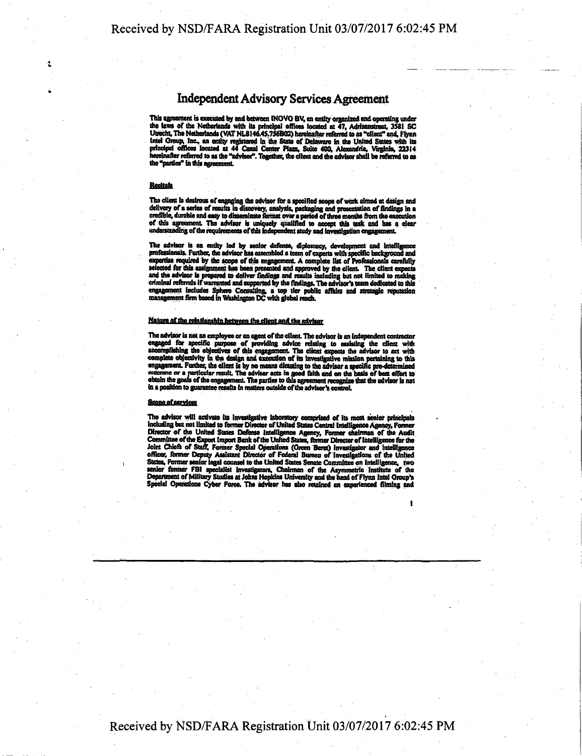# Independent Advisory Services Agreement

This agreement is executed by and between INOVO BV, an entity organized and operating under the laws of the Netherlands with its principal offices located at 47, Adriaanstraat, 3581 SC Utrecht, The Netherlands (VAT NL8146.45.756B02) hereinafter referred to as "client" and, Flynn Intel Group, Inc., an entity registered in the State of Delaware in the United States with its principal offices located at 44 Canal Center Plaza, Suite 400, Alexandria, Virginia, 22314 hereinafter referred to as the "advisor". Together, the client and the advisor shall be referred to as the "parties" in this agreement.

## Recitals

The client is desirous of engaging the advisor for a specified scope of work aimed at design and delivery of a series of results in discovery, analysis, packaging and presentation of findings in a credible, durable and easy to disseminate format over a period of three months from the execution of this agreement. The advisor is uniquely qualified to accept this task and has a clear understanding of the requirements of this independent study and investigation engagement.

The advisor is an entity led by senior defense, diplomacy, development and intelligence professionals. Further, the advisor has assembled a team of experts with specific background and expertise required by the scope of this engagement. A complete list of Professionals carefully selected for this assignment has been presented and approved by the client. The client expects and the advisor is prepared to deliver findings and results including but not limited to making criminal referrals if warranted and supported by the findings. The advisor's team dedicated to this engagement includes Sphere Consulting, a top tier public affairs and strategic reputation management firm based in Washington DC with global reach.

## Nature of the relationship between the client and the advisor

The advisor is not an employee or an agent of the client. The advisor is an independent contractor engaged for specific purpose of providing advice relating to assisting the client with accomplishing the objectives of this engagement. The client expects the advisor to act with complete objectivity in the design and execution of its investigative mission pertaining to this engagement. Further, the client is by no means dictating to the advisor a specific pre-determined outcome or a particular result. The advisor acts in good faith and on the basis of best effort to obtain the goals of the engagement. The parties to this agreement recognize that the advisor is not in a position to guarantee results in matters outside of the advisor's control.

## Scope of services

The advisor will activate its investigative laboratory comprised of its most senior principals including but not limited to former Director of United States Central Intelligence Agency, Former Director of the United States Defense Intelligence Agency, Former chairman of the Audit Committee of the Export Import Bank of the United States, former Director of Intelligence for the Joint Chiefs of Staff, Former Special Operations (Green Beret) investigator and intelligence officer, former Deputy Assistant Director of Federal Bureau of Investigations of the United States, Former senior legal counsel to the United States Senate Committee on Intelligence, two senior former FBI specialist investigators, Chairman of the Asymmetric Institute of the Department of Military Studies at Johns Hopkins University and the head of Flynn Intel Group's Special Operations Cyber Force. The advisor has also retained an experienced filming and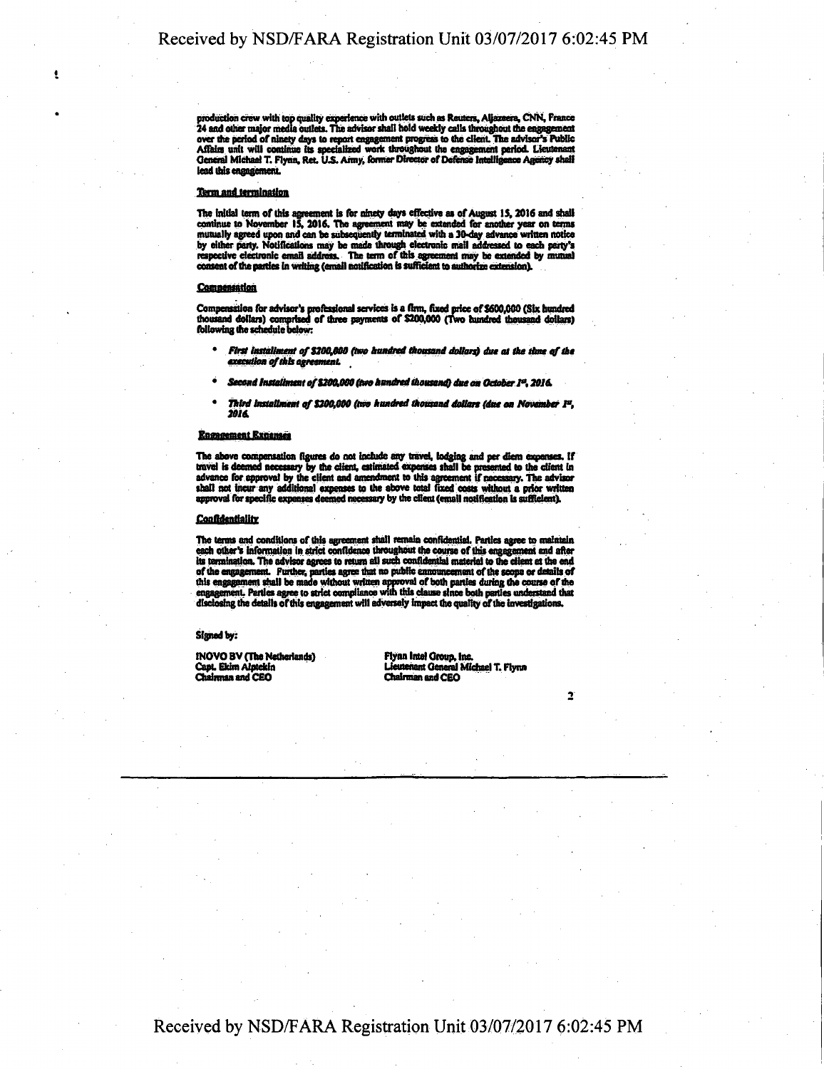production crew with top quality experience with outlets such as Reuters, Aljazeera, CNN, France 24 and other major media outlets. The advisor shall hold weekly calls throughout the engagement over the period of ninety days to report engagement progress to the client. The advisor's Public Affairs unit will continue its specialized work throughout the engagement period. Lieutenant General Michael T. Flynn, Ret. U.S. Army, former Director of Defense Intelligence Agency shall lead this engagement.

**Term and termination**

The initial term of this agreement is for ninety days effective as of August 15, 2016 and shall continue to November 15, 2016. The agreement may be extended for another year on terms mutually agreed upon and can be subsequently terminated with a 30-day advance written notice by either party. Notifications may be made through electronic mail addressed to each party's respective electronic email address. The term of this agreement may be extended by mutual consent of the parties in writing (email notification is sufficient to authorize extension).

**Compensation**

Compensation for advisor's professional services is a firm, fixed price of $600,000 (Six hundred thousand dollars) comprised of three payments of $200,000 (Two hundred thousand dollars) following the schedule below:

- ***First installment of $200,000 (two hundred thousand dollars) due at the time of the execution of this agreement.***
- ***Second Installment of $200,000 (two hundred thousand) due on October 1st, 2016.***
- ***Third installment of $200,000 (two hundred thousand dollars (due on November 1st, 2016.***

**Engagement Expenses**

The above compensation figures do not include any travel, lodging and per diem expenses. If travel is deemed necessary by the client, estimated expenses shall be presented to the client in advance for approval by the client and amendment to this agreement if necessary. The advisor shall not incur any additional expenses to the above total fixed costs without a prior written approval for specific expenses deemed necessary by the client (email notification is sufficient).

**Confidentiality**

The terms and conditions of this agreement shall remain confidential. Parties agree to maintain each other's information in strict confidence throughout the course of this engagement and after its termination. The advisor agrees to return all such confidential material to the client at the end of the engagement. Further, parties agree that no public announcement of the scope or details of this engagement shall be made without written approval of both parties during the course of the engagement. Parties agree to strict compliance with this clause since both parties understand that disclosing the details of this engagement will adversely impact the quality of the investigations.

Signed by:

| | |
|---|---|
| INOVO BV (The Netherlands) | Flynn Intel Group, Inc. |
| Capt. Ekim Alptekin | Lieutenant General Michael T. Flynn |
| Chairman and CEO | Chairman and CEO |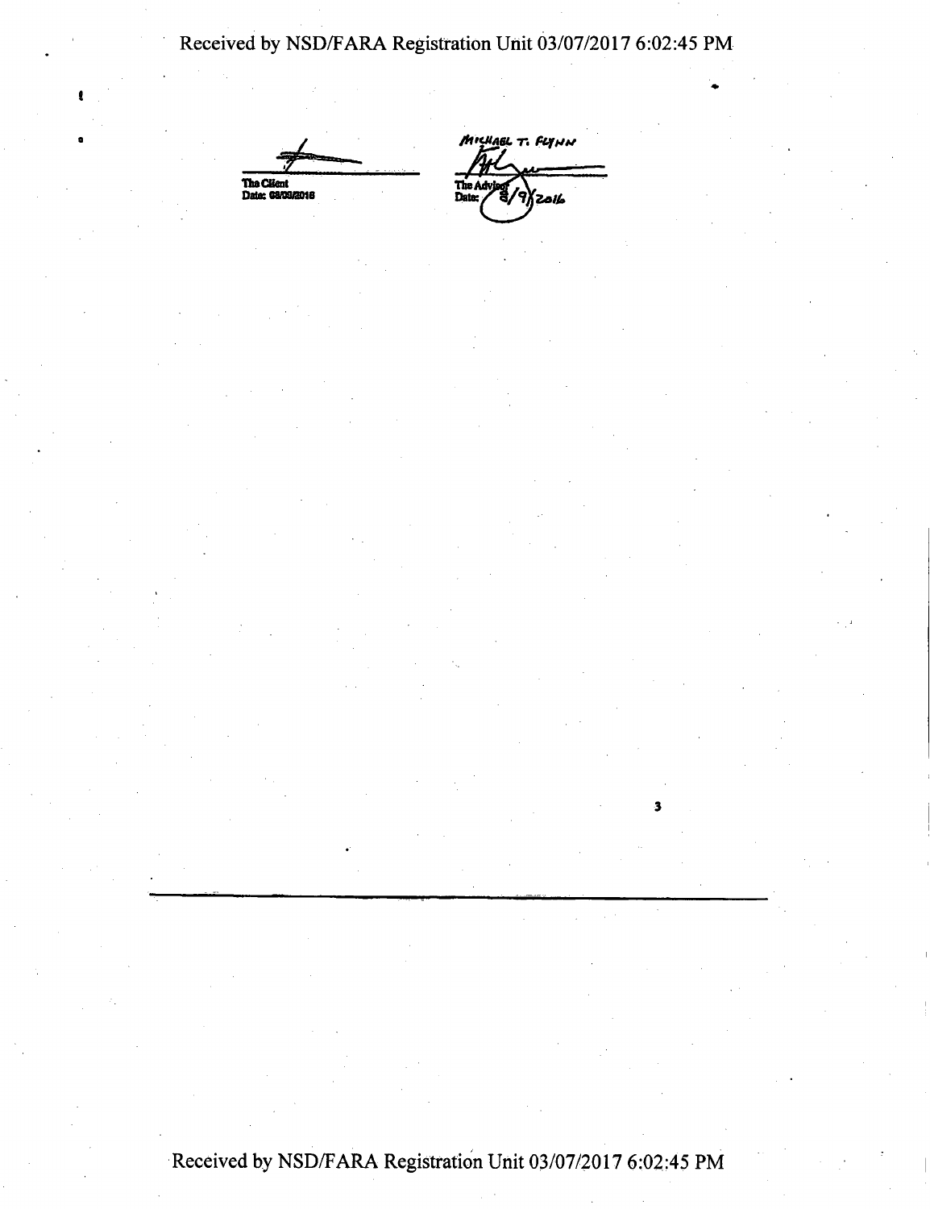The Client
Date: 08/09/2016

MICHAEL T. FLYNN

The Advisor
Date: 8/9/2016